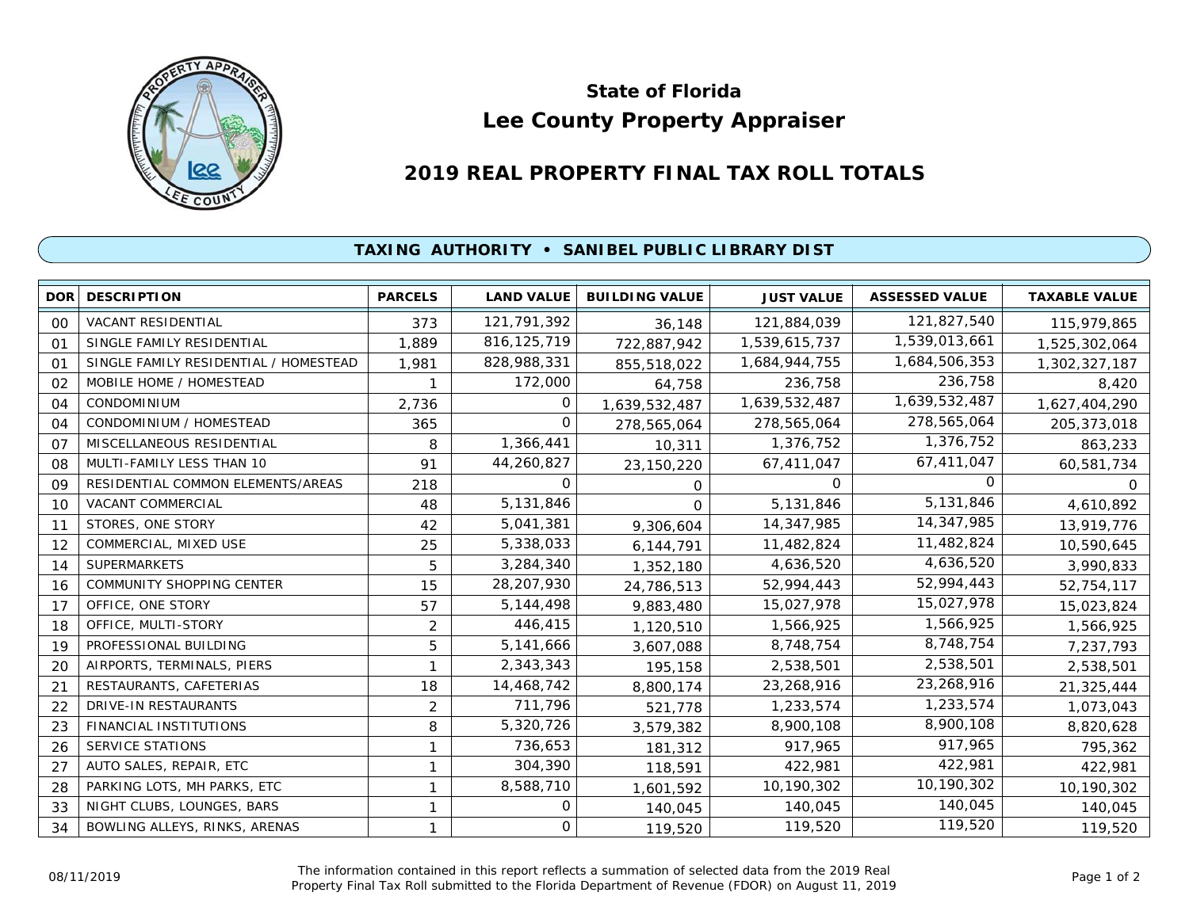# State of Florida
# Lee County Property Appraiser

## 2019 REAL PROPERTY FINAL TAX ROLL TOTALS

### TAXING AUTHORITY • SANIBEL PUBLIC LIBRARY DIST

| DOR | DESCRIPTION | PARCELS | LAND VALUE | BUILDING VALUE | JUST VALUE | ASSESSED VALUE | TAXABLE VALUE |
|---|---|---|---|---|---|---|---|
| 00 | VACANT RESIDENTIAL | 373 | 121,791,392 | 36,148 | 121,884,039 | 121,827,540 | 115,979,865 |
| 01 | SINGLE FAMILY RESIDENTIAL | 1,889 | 816,125,719 | 722,887,942 | 1,539,615,737 | 1,539,013,661 | 1,525,302,064 |
| 01 | SINGLE FAMILY RESIDENTIAL / HOMESTEAD | 1,981 | 828,988,331 | 855,518,022 | 1,684,944,755 | 1,684,506,353 | 1,302,327,187 |
| 02 | MOBILE HOME / HOMESTEAD | 1 | 172,000 | 64,758 | 236,758 | 236,758 | 8,420 |
| 04 | CONDOMINIUM | 2,736 | 0 | 1,639,532,487 | 1,639,532,487 | 1,639,532,487 | 1,627,404,290 |
| 04 | CONDOMINIUM / HOMESTEAD | 365 | 0 | 278,565,064 | 278,565,064 | 278,565,064 | 205,373,018 |
| 07 | MISCELLANEOUS RESIDENTIAL | 8 | 1,366,441 | 10,311 | 1,376,752 | 1,376,752 | 863,233 |
| 08 | MULTI-FAMILY LESS THAN 10 | 91 | 44,260,827 | 23,150,220 | 67,411,047 | 67,411,047 | 60,581,734 |
| 09 | RESIDENTIAL COMMON ELEMENTS/AREAS | 218 | 0 | 0 | 0 | 0 | 0 |
| 10 | VACANT COMMERCIAL | 48 | 5,131,846 | 0 | 5,131,846 | 5,131,846 | 4,610,892 |
| 11 | STORES, ONE STORY | 42 | 5,041,381 | 9,306,604 | 14,347,985 | 14,347,985 | 13,919,776 |
| 12 | COMMERCIAL, MIXED USE | 25 | 5,338,033 | 6,144,791 | 11,482,824 | 11,482,824 | 10,590,645 |
| 14 | SUPERMARKETS | 5 | 3,284,340 | 1,352,180 | 4,636,520 | 4,636,520 | 3,990,833 |
| 16 | COMMUNITY SHOPPING CENTER | 15 | 28,207,930 | 24,786,513 | 52,994,443 | 52,994,443 | 52,754,117 |
| 17 | OFFICE, ONE STORY | 57 | 5,144,498 | 9,883,480 | 15,027,978 | 15,027,978 | 15,023,824 |
| 18 | OFFICE, MULTI-STORY | 2 | 446,415 | 1,120,510 | 1,566,925 | 1,566,925 | 1,566,925 |
| 19 | PROFESSIONAL BUILDING | 5 | 5,141,666 | 3,607,088 | 8,748,754 | 8,748,754 | 7,237,793 |
| 20 | AIRPORTS, TERMINALS, PIERS | 1 | 2,343,343 | 195,158 | 2,538,501 | 2,538,501 | 2,538,501 |
| 21 | RESTAURANTS, CAFETERIAS | 18 | 14,468,742 | 8,800,174 | 23,268,916 | 23,268,916 | 21,325,444 |
| 22 | DRIVE-IN RESTAURANTS | 2 | 711,796 | 521,778 | 1,233,574 | 1,233,574 | 1,073,043 |
| 23 | FINANCIAL INSTITUTIONS | 8 | 5,320,726 | 3,579,382 | 8,900,108 | 8,900,108 | 8,820,628 |
| 26 | SERVICE STATIONS | 1 | 736,653 | 181,312 | 917,965 | 917,965 | 795,362 |
| 27 | AUTO SALES, REPAIR, ETC | 1 | 304,390 | 118,591 | 422,981 | 422,981 | 422,981 |
| 28 | PARKING LOTS, MH PARKS, ETC | 1 | 8,588,710 | 1,601,592 | 10,190,302 | 10,190,302 | 10,190,302 |
| 33 | NIGHT CLUBS, LOUNGES, BARS | 1 | 0 | 140,045 | 140,045 | 140,045 | 140,045 |
| 34 | BOWLING ALLEYS, RINKS, ARENAS | 1 | 0 | 119,520 | 119,520 | 119,520 | 119,520 |

08/11/2019

The information contained in this report reflects a summation of selected data from the 2019 Real Property Final Tax Roll submitted to the Florida Department of Revenue (FDOR) on August 11, 2019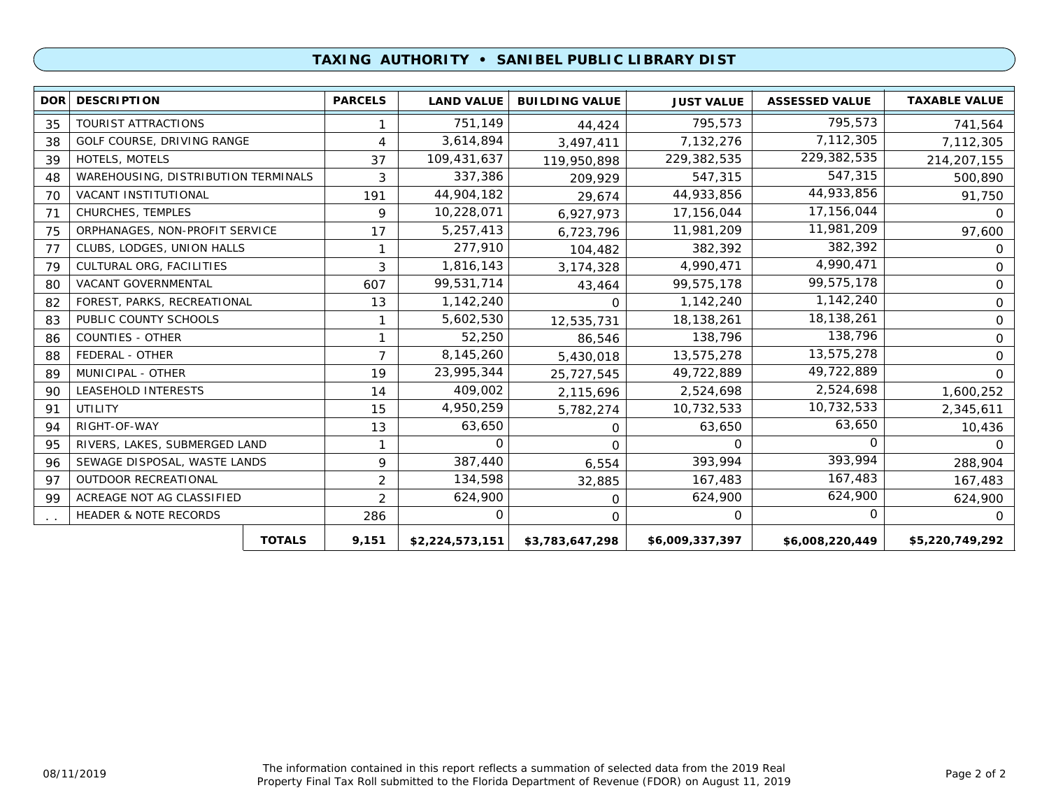## TAXING AUTHORITY • SANIBEL PUBLIC LIBRARY DIST

| DOR | DESCRIPTION | PARCELS | LAND VALUE | BUILDING VALUE | JUST VALUE | ASSESSED VALUE | TAXABLE VALUE |
|---|---|---|---|---|---|---|---|
| 35 | TOURIST ATTRACTIONS | 1 | 751,149 | 44,424 | 795,573 | 795,573 | 741,564 |
| 38 | GOLF COURSE, DRIVING RANGE | 4 | 3,614,894 | 3,497,411 | 7,132,276 | 7,112,305 | 7,112,305 |
| 39 | HOTELS, MOTELS | 37 | 109,431,637 | 119,950,898 | 229,382,535 | 229,382,535 | 214,207,155 |
| 48 | WAREHOUSING, DISTRIBUTION TERMINALS | 3 | 337,386 | 209,929 | 547,315 | 547,315 | 500,890 |
| 70 | VACANT INSTITUTIONAL | 191 | 44,904,182 | 29,674 | 44,933,856 | 44,933,856 | 91,750 |
| 71 | CHURCHES, TEMPLES | 9 | 10,228,071 | 6,927,973 | 17,156,044 | 17,156,044 | 0 |
| 75 | ORPHANAGES, NON-PROFIT SERVICE | 17 | 5,257,413 | 6,723,796 | 11,981,209 | 11,981,209 | 97,600 |
| 77 | CLUBS, LODGES, UNION HALLS | 1 | 277,910 | 104,482 | 382,392 | 382,392 | 0 |
| 79 | CULTURAL ORG, FACILITIES | 3 | 1,816,143 | 3,174,328 | 4,990,471 | 4,990,471 | 0 |
| 80 | VACANT GOVERNMENTAL | 607 | 99,531,714 | 43,464 | 99,575,178 | 99,575,178 | 0 |
| 82 | FOREST, PARKS, RECREATIONAL | 13 | 1,142,240 | 0 | 1,142,240 | 1,142,240 | 0 |
| 83 | PUBLIC COUNTY SCHOOLS | 1 | 5,602,530 | 12,535,731 | 18,138,261 | 18,138,261 | 0 |
| 86 | COUNTIES - OTHER | 1 | 52,250 | 86,546 | 138,796 | 138,796 | 0 |
| 88 | FEDERAL - OTHER | 7 | 8,145,260 | 5,430,018 | 13,575,278 | 13,575,278 | 0 |
| 89 | MUNICIPAL - OTHER | 19 | 23,995,344 | 25,727,545 | 49,722,889 | 49,722,889 | 0 |
| 90 | LEASEHOLD INTERESTS | 14 | 409,002 | 2,115,696 | 2,524,698 | 2,524,698 | 1,600,252 |
| 91 | UTILITY | 15 | 4,950,259 | 5,782,274 | 10,732,533 | 10,732,533 | 2,345,611 |
| 94 | RIGHT-OF-WAY | 13 | 63,650 | 0 | 63,650 | 63,650 | 10,436 |
| 95 | RIVERS, LAKES, SUBMERGED LAND | 1 | 0 | 0 | 0 | 0 | 0 |
| 96 | SEWAGE DISPOSAL, WASTE LANDS | 9 | 387,440 | 6,554 | 393,994 | 393,994 | 288,904 |
| 97 | OUTDOOR RECREATIONAL | 2 | 134,598 | 32,885 | 167,483 | 167,483 | 167,483 |
| 99 | ACREAGE NOT AG CLASSIFIED | 2 | 624,900 | 0 | 624,900 | 624,900 | 624,900 |
| . . | HEADER & NOTE RECORDS | 286 | 0 | 0 | 0 | 0 | 0 |
| | **TOTALS** | **9,151** | **$2,224,573,151** | **$3,783,647,298** | **$6,009,337,397** | **$6,008,220,449** | **$5,220,749,292** |

08/11/2019

The information contained in this report reflects a summation of selected data from the 2019 Real Property Final Tax Roll submitted to the Florida Department of Revenue (FDOR) on August 11, 2019